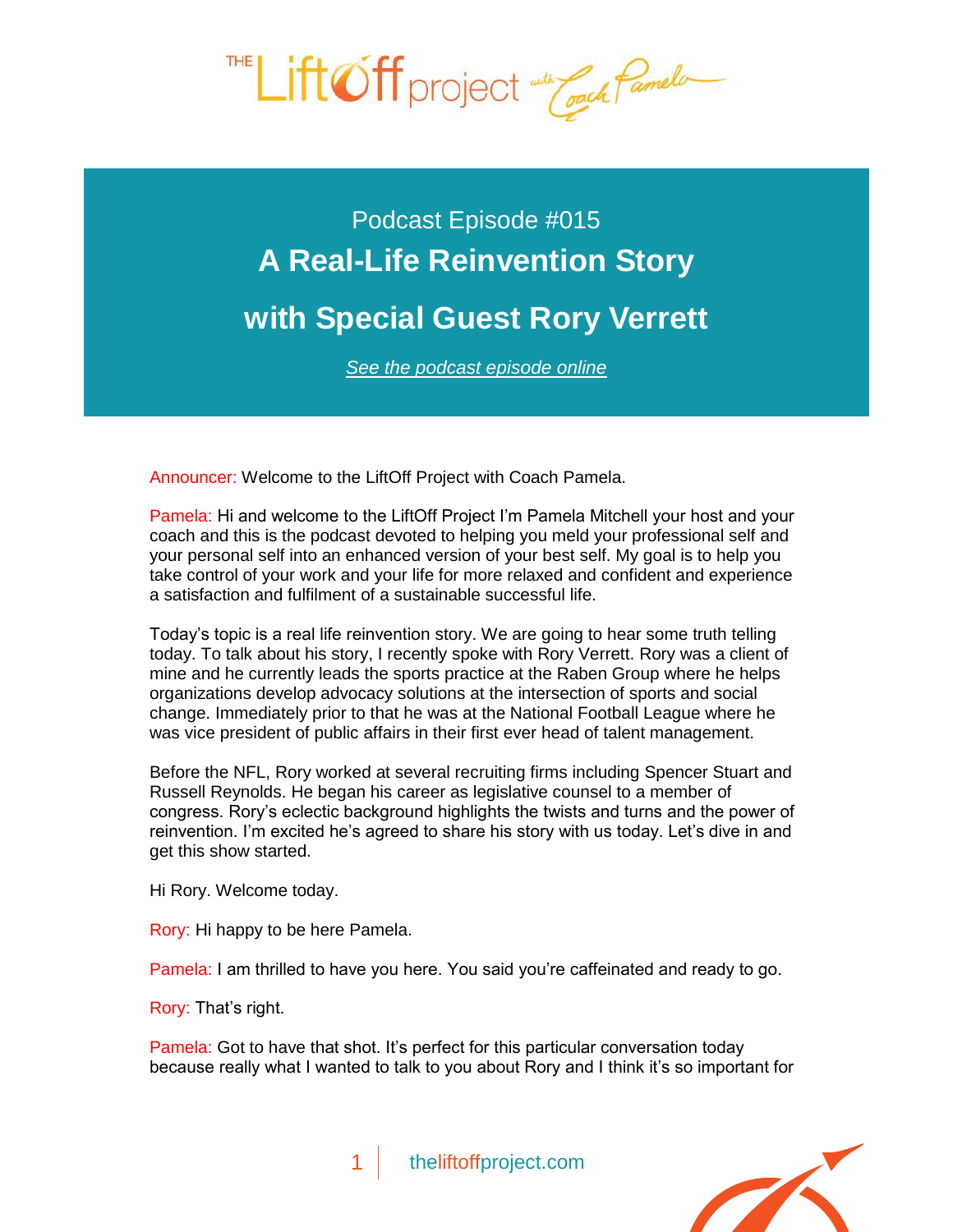# Podcast Episode #015

## A Real-Life Reinvention Story

## with Special Guest Rory Verrett

*See the podcast episode online*

Announcer: Welcome to the LiftOff Project with Coach Pamela.

Pamela: Hi and welcome to the LiftOff Project I'm Pamela Mitchell your host and your coach and this is the podcast devoted to helping you meld your professional self and your personal self into an enhanced version of your best self. My goal is to help you take control of your work and your life for more relaxed and confident and experience a satisfaction and fulfilment of a sustainable successful life.

Today's topic is a real life reinvention story. We are going to hear some truth telling today. To talk about his story, I recently spoke with Rory Verrett. Rory was a client of mine and he currently leads the sports practice at the Raben Group where he helps organizations develop advocacy solutions at the intersection of sports and social change. Immediately prior to that he was at the National Football League where he was vice president of public affairs in their first ever head of talent management.

Before the NFL, Rory worked at several recruiting firms including Spencer Stuart and Russell Reynolds. He began his career as legislative counsel to a member of congress. Rory's eclectic background highlights the twists and turns and the power of reinvention. I'm excited he's agreed to share his story with us today. Let's dive in and get this show started.

Hi Rory. Welcome today.

Rory: Hi happy to be here Pamela.

Pamela: I am thrilled to have you here. You said you're caffeinated and ready to go.

Rory: That's right.

Pamela: Got to have that shot. It's perfect for this particular conversation today because really what I wanted to talk to you about Rory and I think it's so important for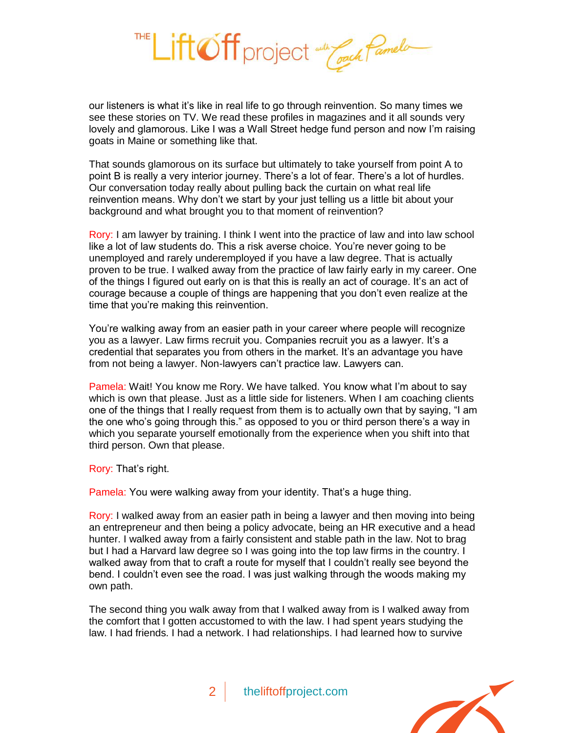our listeners is what it's like in real life to go through reinvention. So many times we see these stories on TV. We read these profiles in magazines and it all sounds very lovely and glamorous. Like I was a Wall Street hedge fund person and now I'm raising goats in Maine or something like that.

That sounds glamorous on its surface but ultimately to take yourself from point A to point B is really a very interior journey. There's a lot of fear. There's a lot of hurdles. Our conversation today really about pulling back the curtain on what real life reinvention means. Why don't we start by your just telling us a little bit about your background and what brought you to that moment of reinvention?

Rory: I am lawyer by training. I think I went into the practice of law and into law school like a lot of law students do. This a risk averse choice. You're never going to be unemployed and rarely underemployed if you have a law degree. That is actually proven to be true. I walked away from the practice of law fairly early in my career. One of the things I figured out early on is that this is really an act of courage. It's an act of courage because a couple of things are happening that you don't even realize at the time that you're making this reinvention.

You're walking away from an easier path in your career where people will recognize you as a lawyer. Law firms recruit you. Companies recruit you as a lawyer. It's a credential that separates you from others in the market. It's an advantage you have from not being a lawyer. Non-lawyers can't practice law. Lawyers can.

Pamela: Wait! You know me Rory. We have talked. You know what I'm about to say which is own that please. Just as a little side for listeners. When I am coaching clients one of the things that I really request from them is to actually own that by saying, "I am the one who's going through this." as opposed to you or third person there's a way in which you separate yourself emotionally from the experience when you shift into that third person. Own that please.

Rory: That's right.

Pamela: You were walking away from your identity. That's a huge thing.

Rory: I walked away from an easier path in being a lawyer and then moving into being an entrepreneur and then being a policy advocate, being an HR executive and a head hunter. I walked away from a fairly consistent and stable path in the law. Not to brag but I had a Harvard law degree so I was going into the top law firms in the country. I walked away from that to craft a route for myself that I couldn't really see beyond the bend. I couldn't even see the road. I was just walking through the woods making my own path.

The second thing you walk away from that I walked away from is I walked away from the comfort that I gotten accustomed to with the law. I had spent years studying the law. I had friends. I had a network. I had relationships. I had learned how to survive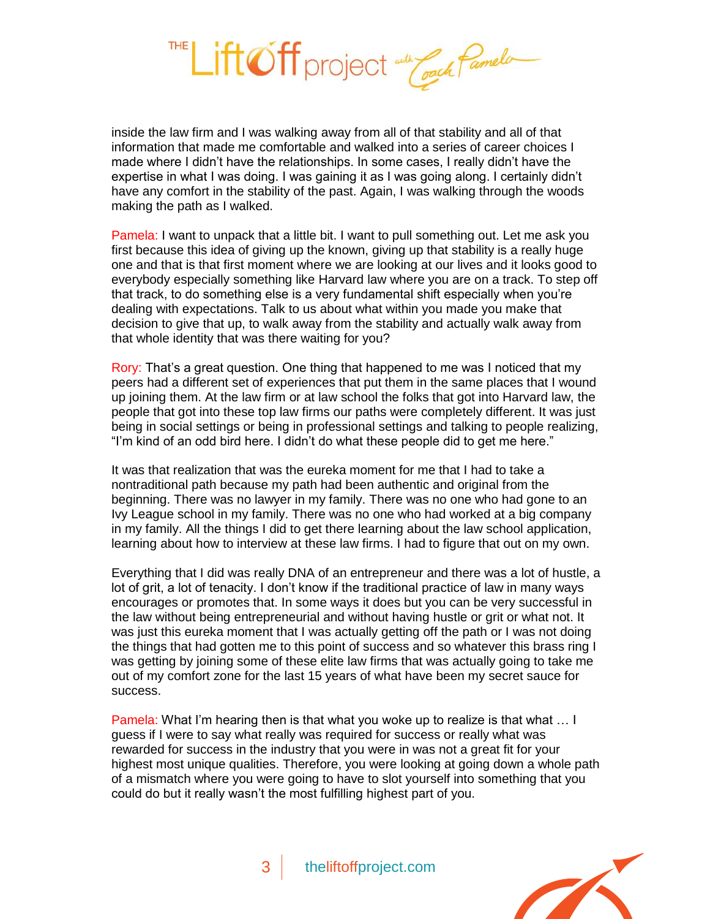inside the law firm and I was walking away from all of that stability and all of that information that made me comfortable and walked into a series of career choices I made where I didn't have the relationships. In some cases, I really didn't have the expertise in what I was doing. I was gaining it as I was going along. I certainly didn't have any comfort in the stability of the past. Again, I was walking through the woods making the path as I walked.

Pamela: I want to unpack that a little bit. I want to pull something out. Let me ask you first because this idea of giving up the known, giving up that stability is a really huge one and that is that first moment where we are looking at our lives and it looks good to everybody especially something like Harvard law where you are on a track. To step off that track, to do something else is a very fundamental shift especially when you're dealing with expectations. Talk to us about what within you made you make that decision to give that up, to walk away from the stability and actually walk away from that whole identity that was there waiting for you?

Rory: That's a great question. One thing that happened to me was I noticed that my peers had a different set of experiences that put them in the same places that I wound up joining them. At the law firm or at law school the folks that got into Harvard law, the people that got into these top law firms our paths were completely different. It was just being in social settings or being in professional settings and talking to people realizing, "I'm kind of an odd bird here. I didn't do what these people did to get me here."

It was that realization that was the eureka moment for me that I had to take a nontraditional path because my path had been authentic and original from the beginning. There was no lawyer in my family. There was no one who had gone to an Ivy League school in my family. There was no one who had worked at a big company in my family. All the things I did to get there learning about the law school application, learning about how to interview at these law firms. I had to figure that out on my own.

Everything that I did was really DNA of an entrepreneur and there was a lot of hustle, a lot of grit, a lot of tenacity. I don't know if the traditional practice of law in many ways encourages or promotes that. In some ways it does but you can be very successful in the law without being entrepreneurial and without having hustle or grit or what not. It was just this eureka moment that I was actually getting off the path or I was not doing the things that had gotten me to this point of success and so whatever this brass ring I was getting by joining some of these elite law firms that was actually going to take me out of my comfort zone for the last 15 years of what have been my secret sauce for success.

Pamela: What I'm hearing then is that what you woke up to realize is that what … I guess if I were to say what really was required for success or really what was rewarded for success in the industry that you were in was not a great fit for your highest most unique qualities. Therefore, you were looking at going down a whole path of a mismatch where you were going to have to slot yourself into something that you could do but it really wasn't the most fulfilling highest part of you.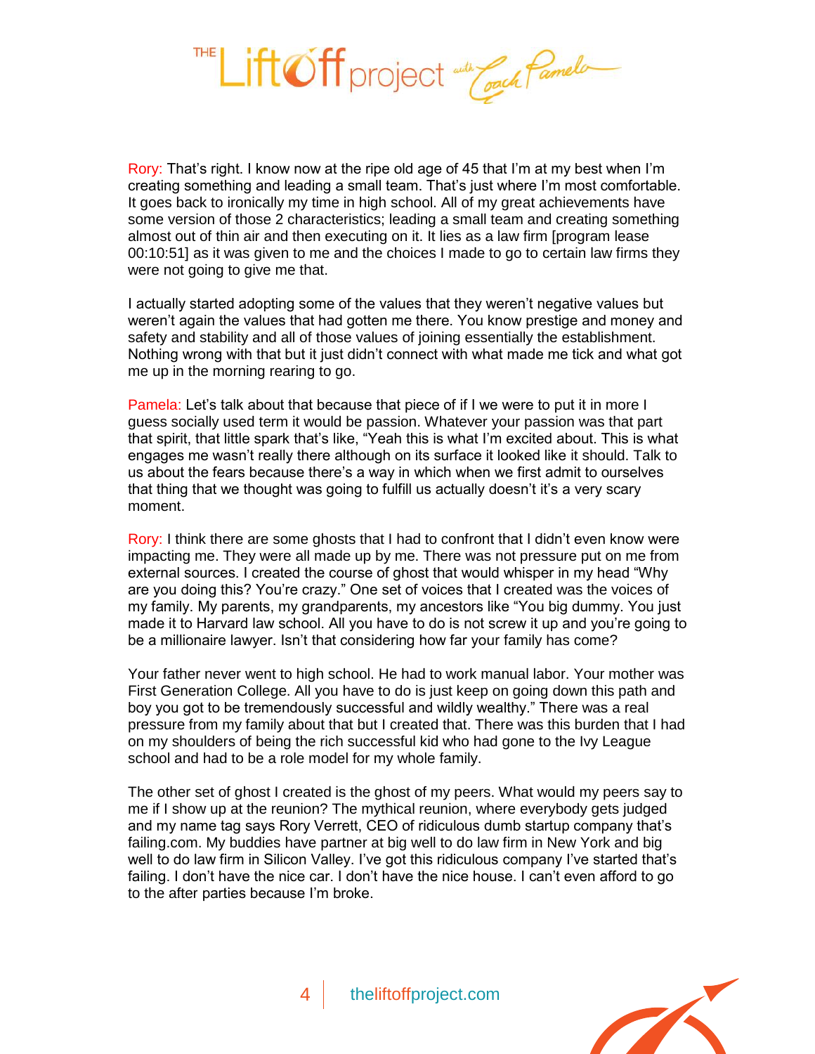Rory: That's right. I know now at the ripe old age of 45 that I'm at my best when I'm creating something and leading a small team. That's just where I'm most comfortable. It goes back to ironically my time in high school. All of my great achievements have some version of those 2 characteristics; leading a small team and creating something almost out of thin air and then executing on it. It lies as a law firm [program lease 00:10:51] as it was given to me and the choices I made to go to certain law firms they were not going to give me that.

I actually started adopting some of the values that they weren't negative values but weren't again the values that had gotten me there. You know prestige and money and safety and stability and all of those values of joining essentially the establishment. Nothing wrong with that but it just didn't connect with what made me tick and what got me up in the morning rearing to go.

Pamela: Let's talk about that because that piece of if I we were to put it in more I guess socially used term it would be passion. Whatever your passion was that part that spirit, that little spark that's like, "Yeah this is what I'm excited about. This is what engages me wasn't really there although on its surface it looked like it should. Talk to us about the fears because there's a way in which when we first admit to ourselves that thing that we thought was going to fulfill us actually doesn't it's a very scary moment.

Rory: I think there are some ghosts that I had to confront that I didn't even know were impacting me. They were all made up by me. There was not pressure put on me from external sources. I created the course of ghost that would whisper in my head "Why are you doing this? You're crazy." One set of voices that I created was the voices of my family. My parents, my grandparents, my ancestors like "You big dummy. You just made it to Harvard law school. All you have to do is not screw it up and you're going to be a millionaire lawyer. Isn't that considering how far your family has come?

Your father never went to high school. He had to work manual labor. Your mother was First Generation College. All you have to do is just keep on going down this path and boy you got to be tremendously successful and wildly wealthy." There was a real pressure from my family about that but I created that. There was this burden that I had on my shoulders of being the rich successful kid who had gone to the Ivy League school and had to be a role model for my whole family.

The other set of ghost I created is the ghost of my peers. What would my peers say to me if I show up at the reunion? The mythical reunion, where everybody gets judged and my name tag says Rory Verrett, CEO of ridiculous dumb startup company that's failing.com. My buddies have partner at big well to do law firm in New York and big well to do law firm in Silicon Valley. I've got this ridiculous company I've started that's failing. I don't have the nice car. I don't have the nice house. I can't even afford to go to the after parties because I'm broke.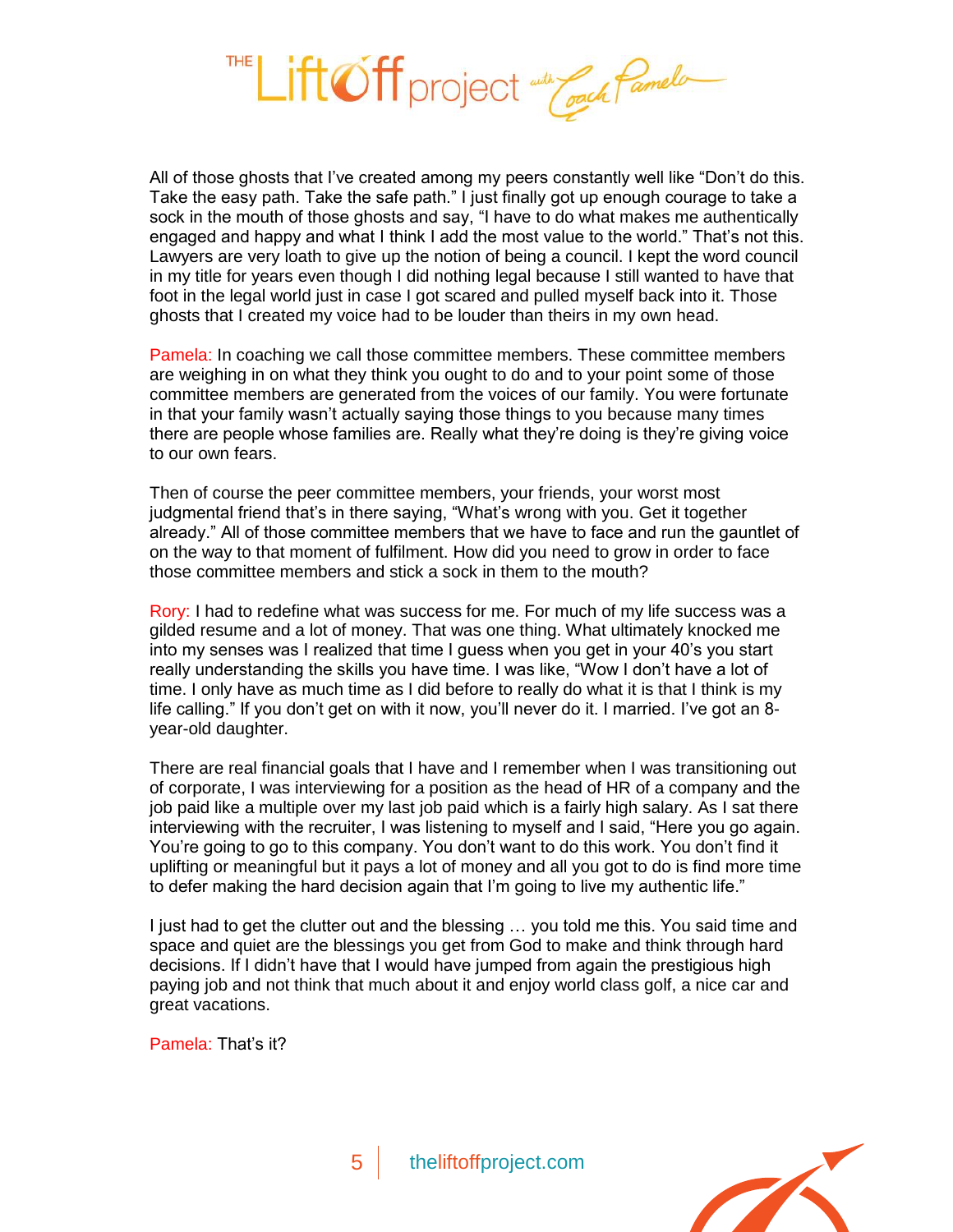All of those ghosts that I've created among my peers constantly well like "Don't do this. Take the easy path. Take the safe path." I just finally got up enough courage to take a sock in the mouth of those ghosts and say, "I have to do what makes me authentically engaged and happy and what I think I add the most value to the world." That's not this. Lawyers are very loath to give up the notion of being a council. I kept the word council in my title for years even though I did nothing legal because I still wanted to have that foot in the legal world just in case I got scared and pulled myself back into it. Those ghosts that I created my voice had to be louder than theirs in my own head.

Pamela: In coaching we call those committee members. These committee members are weighing in on what they think you ought to do and to your point some of those committee members are generated from the voices of our family. You were fortunate in that your family wasn't actually saying those things to you because many times there are people whose families are. Really what they're doing is they're giving voice to our own fears.

Then of course the peer committee members, your friends, your worst most judgmental friend that's in there saying, "What's wrong with you. Get it together already." All of those committee members that we have to face and run the gauntlet of on the way to that moment of fulfilment. How did you need to grow in order to face those committee members and stick a sock in them to the mouth?

Rory: I had to redefine what was success for me. For much of my life success was a gilded resume and a lot of money. That was one thing. What ultimately knocked me into my senses was I realized that time I guess when you get in your 40's you start really understanding the skills you have time. I was like, "Wow I don't have a lot of time. I only have as much time as I did before to really do what it is that I think is my life calling." If you don't get on with it now, you'll never do it. I married. I've got an 8-year-old daughter.

There are real financial goals that I have and I remember when I was transitioning out of corporate, I was interviewing for a position as the head of HR of a company and the job paid like a multiple over my last job paid which is a fairly high salary. As I sat there interviewing with the recruiter, I was listening to myself and I said, "Here you go again. You're going to go to this company. You don't want to do this work. You don't find it uplifting or meaningful but it pays a lot of money and all you got to do is find more time to defer making the hard decision again that I'm going to live my authentic life."

I just had to get the clutter out and the blessing … you told me this. You said time and space and quiet are the blessings you get from God to make and think through hard decisions. If I didn't have that I would have jumped from again the prestigious high paying job and not think that much about it and enjoy world class golf, a nice car and great vacations.

Pamela: That's it?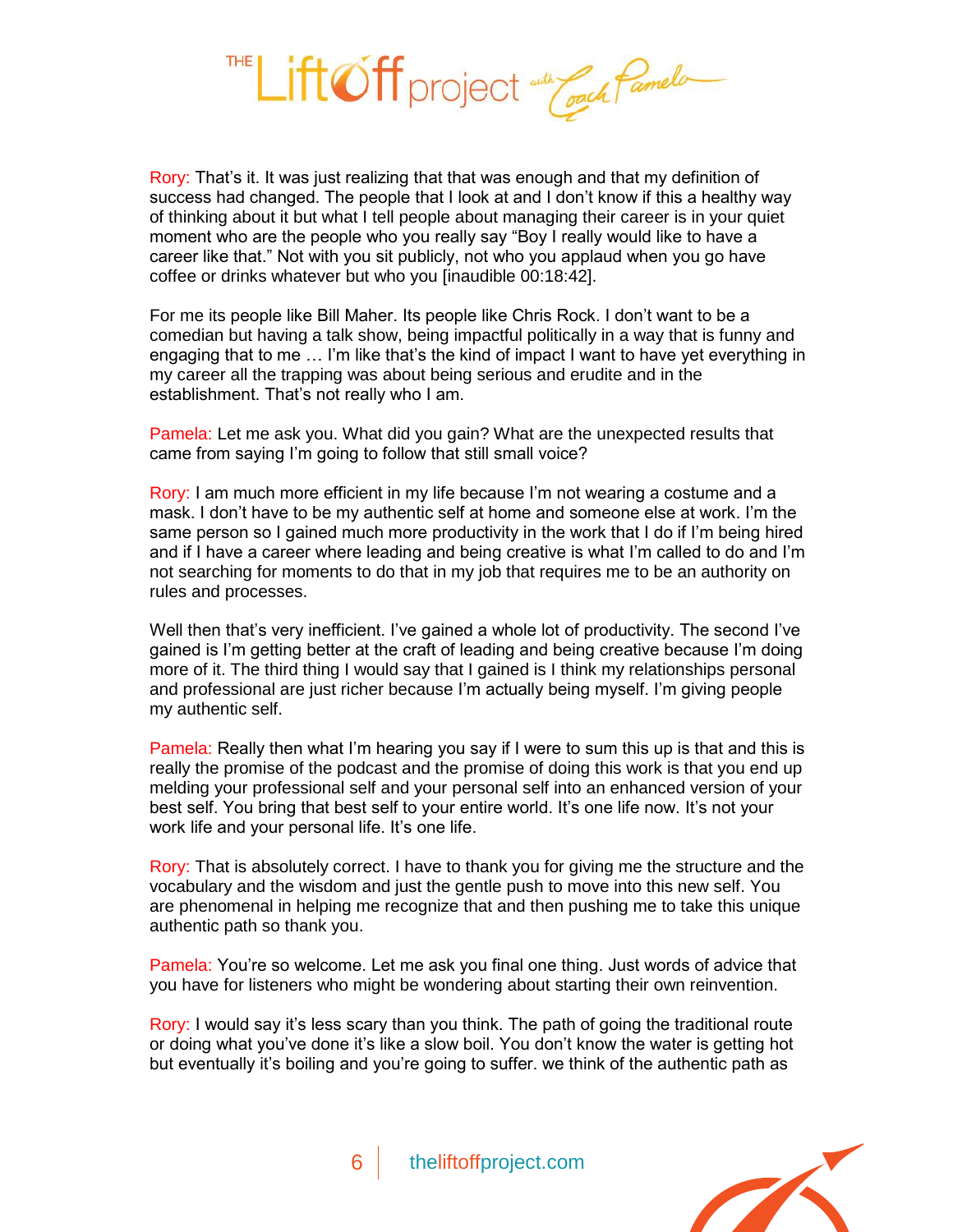Rory: That's it. It was just realizing that that was enough and that my definition of success had changed. The people that I look at and I don't know if this a healthy way of thinking about it but what I tell people about managing their career is in your quiet moment who are the people who you really say "Boy I really would like to have a career like that." Not with you sit publicly, not who you applaud when you go have coffee or drinks whatever but who you [inaudible 00:18:42].

For me its people like Bill Maher. Its people like Chris Rock. I don't want to be a comedian but having a talk show, being impactful politically in a way that is funny and engaging that to me … I'm like that's the kind of impact I want to have yet everything in my career all the trapping was about being serious and erudite and in the establishment. That's not really who I am.

Pamela: Let me ask you. What did you gain? What are the unexpected results that came from saying I'm going to follow that still small voice?

Rory: I am much more efficient in my life because I'm not wearing a costume and a mask. I don't have to be my authentic self at home and someone else at work. I'm the same person so I gained much more productivity in the work that I do if I'm being hired and if I have a career where leading and being creative is what I'm called to do and I'm not searching for moments to do that in my job that requires me to be an authority on rules and processes.

Well then that's very inefficient. I've gained a whole lot of productivity. The second I've gained is I'm getting better at the craft of leading and being creative because I'm doing more of it. The third thing I would say that I gained is I think my relationships personal and professional are just richer because I'm actually being myself. I'm giving people my authentic self.

Pamela: Really then what I'm hearing you say if I were to sum this up is that and this is really the promise of the podcast and the promise of doing this work is that you end up melding your professional self and your personal self into an enhanced version of your best self. You bring that best self to your entire world. It's one life now. It's not your work life and your personal life. It's one life.

Rory: That is absolutely correct. I have to thank you for giving me the structure and the vocabulary and the wisdom and just the gentle push to move into this new self. You are phenomenal in helping me recognize that and then pushing me to take this unique authentic path so thank you.

Pamela: You're so welcome. Let me ask you final one thing. Just words of advice that you have for listeners who might be wondering about starting their own reinvention.

Rory: I would say it's less scary than you think. The path of going the traditional route or doing what you've done it's like a slow boil. You don't know the water is getting hot but eventually it's boiling and you're going to suffer. we think of the authentic path as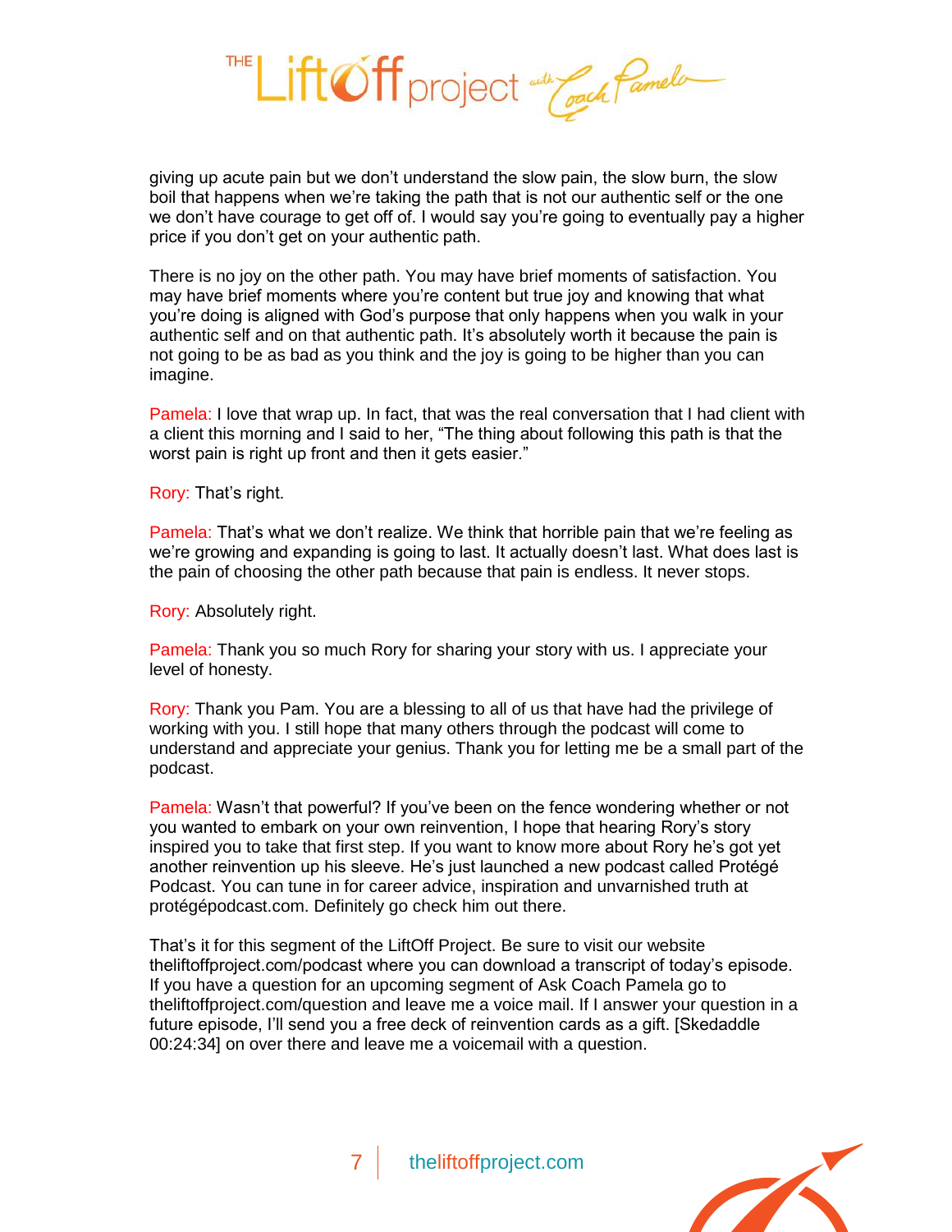giving up acute pain but we don't understand the slow pain, the slow burn, the slow boil that happens when we're taking the path that is not our authentic self or the one we don't have courage to get off of. I would say you're going to eventually pay a higher price if you don't get on your authentic path.

There is no joy on the other path. You may have brief moments of satisfaction. You may have brief moments where you're content but true joy and knowing that what you're doing is aligned with God's purpose that only happens when you walk in your authentic self and on that authentic path. It's absolutely worth it because the pain is not going to be as bad as you think and the joy is going to be higher than you can imagine.

Pamela: I love that wrap up. In fact, that was the real conversation that I had client with a client this morning and I said to her, "The thing about following this path is that the worst pain is right up front and then it gets easier."

Rory: That's right.

Pamela: That's what we don't realize. We think that horrible pain that we're feeling as we're growing and expanding is going to last. It actually doesn't last. What does last is the pain of choosing the other path because that pain is endless. It never stops.

Rory: Absolutely right.

Pamela: Thank you so much Rory for sharing your story with us. I appreciate your level of honesty.

Rory: Thank you Pam. You are a blessing to all of us that have had the privilege of working with you. I still hope that many others through the podcast will come to understand and appreciate your genius. Thank you for letting me be a small part of the podcast.

Pamela: Wasn't that powerful? If you've been on the fence wondering whether or not you wanted to embark on your own reinvention, I hope that hearing Rory's story inspired you to take that first step. If you want to know more about Rory he's got yet another reinvention up his sleeve. He's just launched a new podcast called Protégé Podcast. You can tune in for career advice, inspiration and unvarnished truth at protégépodcast.com. Definitely go check him out there.

That's it for this segment of the LiftOff Project. Be sure to visit our website theliftoffproject.com/podcast where you can download a transcript of today's episode. If you have a question for an upcoming segment of Ask Coach Pamela go to theliftoffproject.com/question and leave me a voice mail. If I answer your question in a future episode, I'll send you a free deck of reinvention cards as a gift. [Skedaddle 00:24:34] on over there and leave me a voicemail with a question.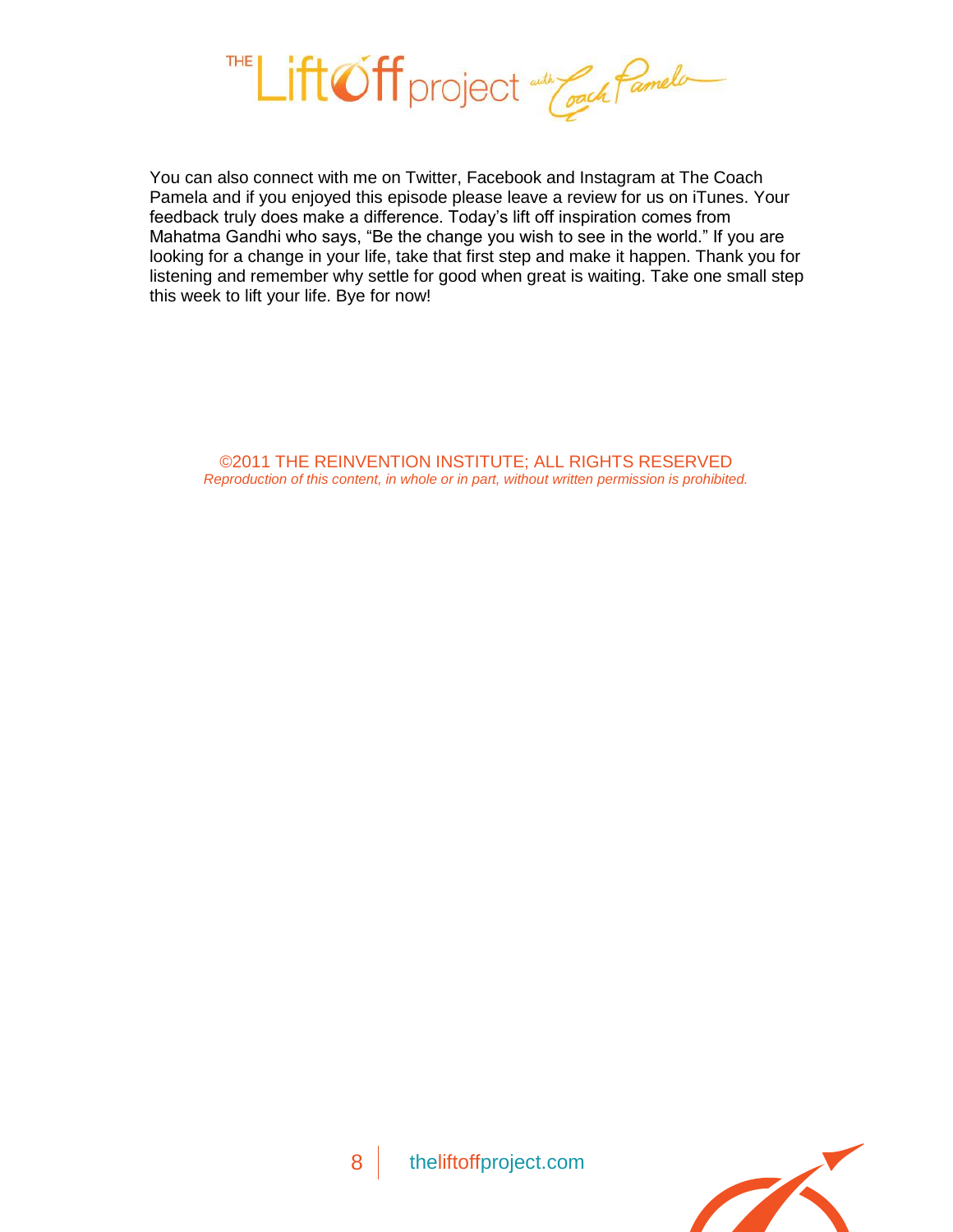You can also connect with me on Twitter, Facebook and Instagram at The Coach Pamela and if you enjoyed this episode please leave a review for us on iTunes. Your feedback truly does make a difference. Today's lift off inspiration comes from Mahatma Gandhi who says, "Be the change you wish to see in the world." If you are looking for a change in your life, take that first step and make it happen. Thank you for listening and remember why settle for good when great is waiting. Take one small step this week to lift your life. Bye for now!

©2011 THE REINVENTION INSTITUTE; ALL RIGHTS RESERVED

*Reproduction of this content, in whole or in part, without written permission is prohibited.*